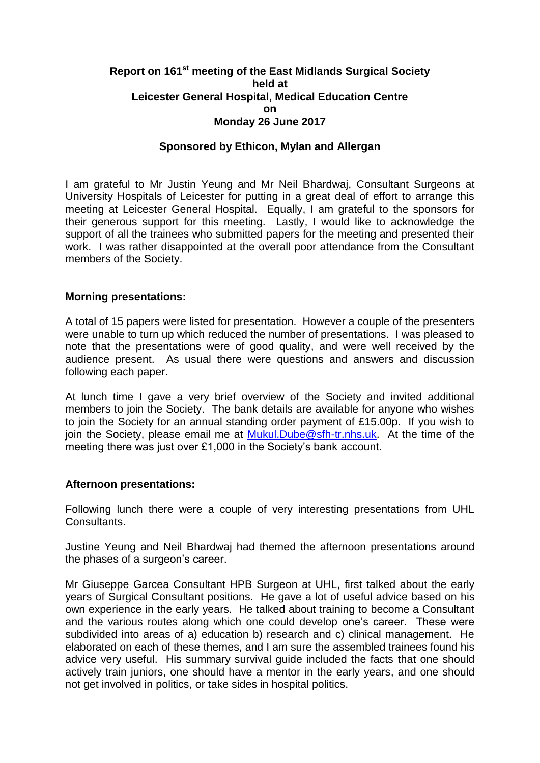# Report on 161st meeting of the East Midlands Surgical Society held at Leicester General Hospital, Medical Education Centre on Monday 26 June 2017

## Sponsored by Ethicon, Mylan and Allergan

I am grateful to Mr Justin Yeung and Mr Neil Bhardwaj, Consultant Surgeons at University Hospitals of Leicester for putting in a great deal of effort to arrange this meeting at Leicester General Hospital. Equally, I am grateful to the sponsors for their generous support for this meeting. Lastly, I would like to acknowledge the support of all the trainees who submitted papers for the meeting and presented their work. I was rather disappointed at the overall poor attendance from the Consultant members of the Society.

**Morning presentations:**

A total of 15 papers were listed for presentation. However a couple of the presenters were unable to turn up which reduced the number of presentations. I was pleased to note that the presentations were of good quality, and were well received by the audience present. As usual there were questions and answers and discussion following each paper.

At lunch time I gave a very brief overview of the Society and invited additional members to join the Society. The bank details are available for anyone who wishes to join the Society for an annual standing order payment of £15.00p. If you wish to join the Society, please email me at [Mukul.Dube@sfh-tr.nhs.uk](mailto:Mukul.Dube@sfh-tr.nhs.uk). At the time of the meeting there was just over £1,000 in the Society's bank account.

**Afternoon presentations:**

Following lunch there were a couple of very interesting presentations from UHL Consultants.

Justine Yeung and Neil Bhardwaj had themed the afternoon presentations around the phases of a surgeon's career.

Mr Giuseppe Garcea Consultant HPB Surgeon at UHL, first talked about the early years of Surgical Consultant positions. He gave a lot of useful advice based on his own experience in the early years. He talked about training to become a Consultant and the various routes along which one could develop one's career. These were subdivided into areas of a) education b) research and c) clinical management. He elaborated on each of these themes, and I am sure the assembled trainees found his advice very useful. His summary survival guide included the facts that one should actively train juniors, one should have a mentor in the early years, and one should not get involved in politics, or take sides in hospital politics.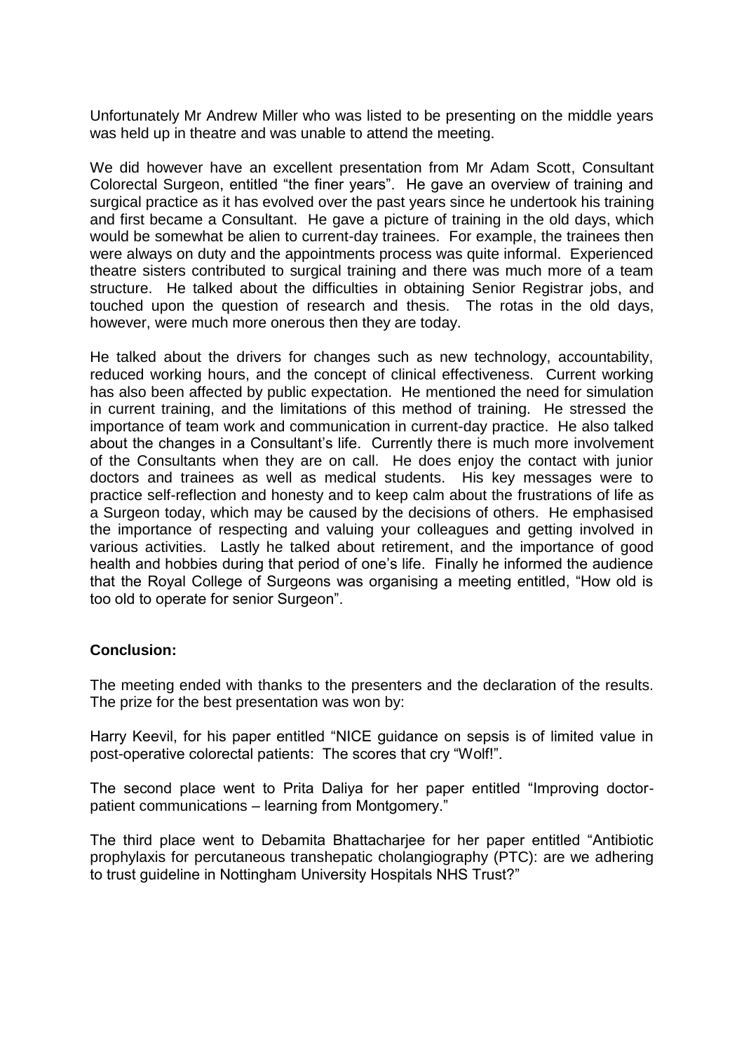Unfortunately Mr Andrew Miller who was listed to be presenting on the middle years was held up in theatre and was unable to attend the meeting.

We did however have an excellent presentation from Mr Adam Scott, Consultant Colorectal Surgeon, entitled "the finer years". He gave an overview of training and surgical practice as it has evolved over the past years since he undertook his training and first became a Consultant. He gave a picture of training in the old days, which would be somewhat be alien to current-day trainees. For example, the trainees then were always on duty and the appointments process was quite informal. Experienced theatre sisters contributed to surgical training and there was much more of a team structure. He talked about the difficulties in obtaining Senior Registrar jobs, and touched upon the question of research and thesis. The rotas in the old days, however, were much more onerous then they are today.

He talked about the drivers for changes such as new technology, accountability, reduced working hours, and the concept of clinical effectiveness. Current working has also been affected by public expectation. He mentioned the need for simulation in current training, and the limitations of this method of training. He stressed the importance of team work and communication in current-day practice. He also talked about the changes in a Consultant's life. Currently there is much more involvement of the Consultants when they are on call. He does enjoy the contact with junior doctors and trainees as well as medical students. His key messages were to practice self-reflection and honesty and to keep calm about the frustrations of life as a Surgeon today, which may be caused by the decisions of others. He emphasised the importance of respecting and valuing your colleagues and getting involved in various activities. Lastly he talked about retirement, and the importance of good health and hobbies during that period of one's life. Finally he informed the audience that the Royal College of Surgeons was organising a meeting entitled, "How old is too old to operate for senior Surgeon".

**Conclusion:**

The meeting ended with thanks to the presenters and the declaration of the results. The prize for the best presentation was won by:

Harry Keevil, for his paper entitled "NICE guidance on sepsis is of limited value in post-operative colorectal patients: The scores that cry "Wolf!".

The second place went to Prita Daliya for her paper entitled "Improving doctor-patient communications – learning from Montgomery."

The third place went to Debamita Bhattacharjee for her paper entitled "Antibiotic prophylaxis for percutaneous transhepatic cholangiography (PTC): are we adhering to trust guideline in Nottingham University Hospitals NHS Trust?"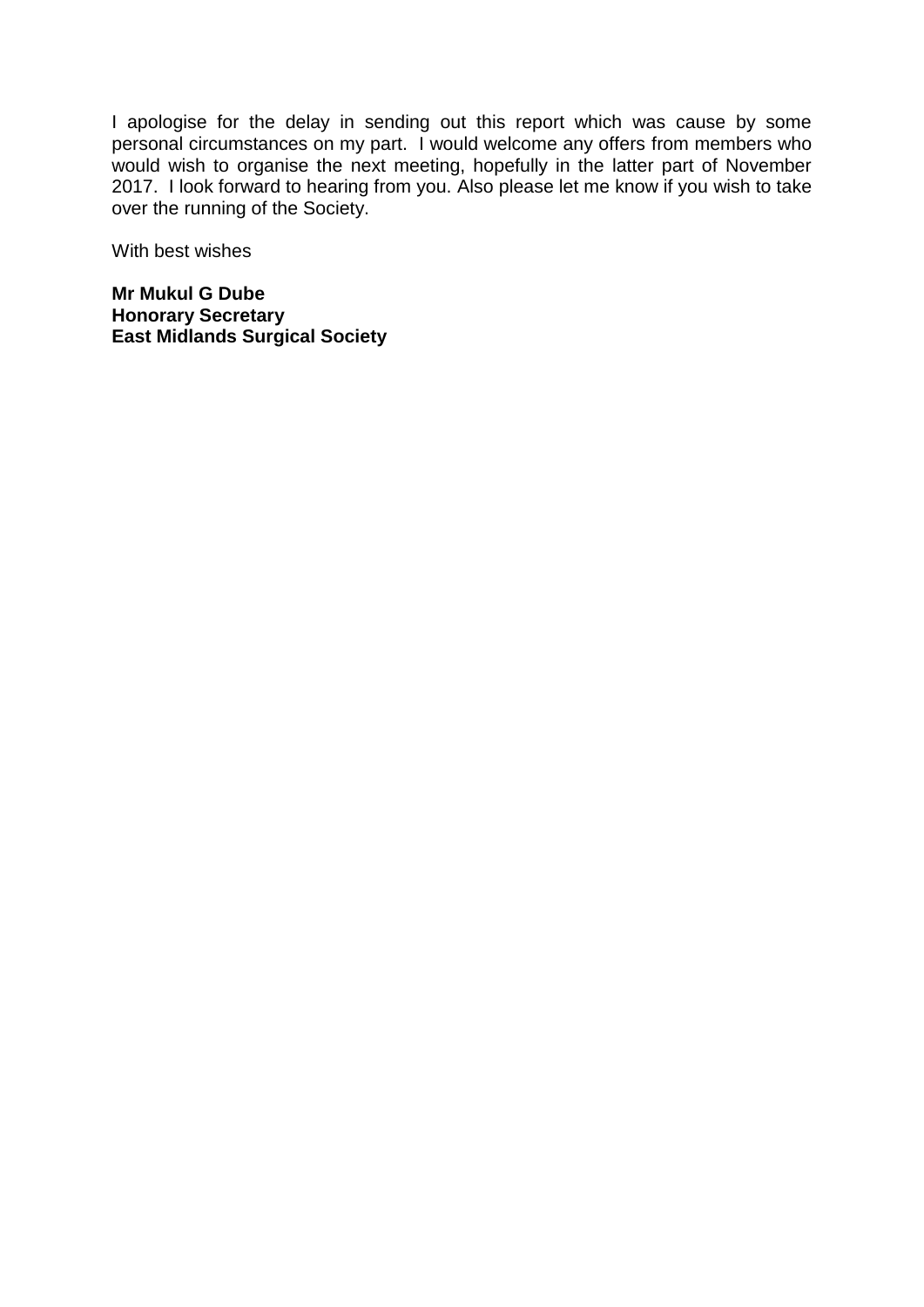I apologise for the delay in sending out this report which was cause by some personal circumstances on my part. I would welcome any offers from members who would wish to organise the next meeting, hopefully in the latter part of November 2017. I look forward to hearing from you. Also please let me know if you wish to take over the running of the Society.

With best wishes

**Mr Mukul G Dube**
**Honorary Secretary**
**East Midlands Surgical Society**